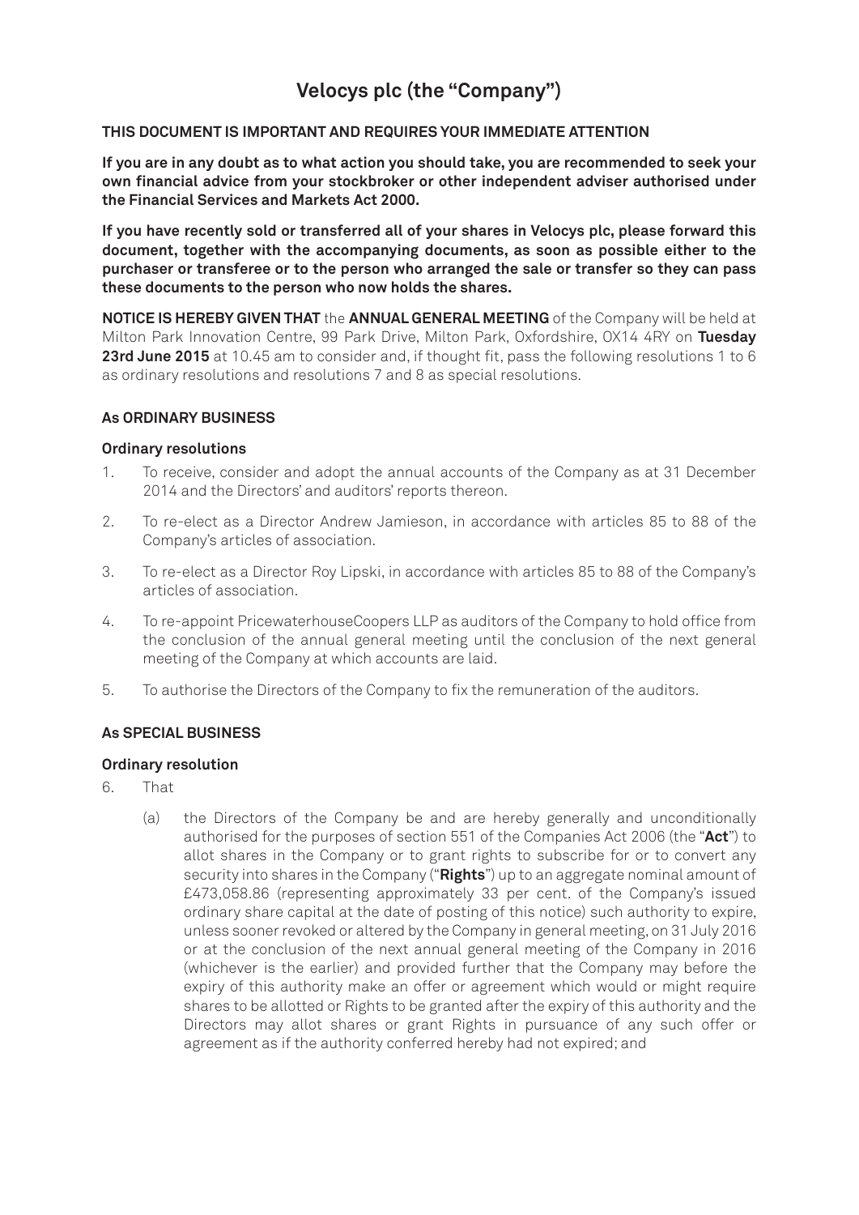# Velocys plc (the "Company")

**THIS DOCUMENT IS IMPORTANT AND REQUIRES YOUR IMMEDIATE ATTENTION**

**If you are in any doubt as to what action you should take, you are recommended to seek your own financial advice from your stockbroker or other independent adviser authorised under the Financial Services and Markets Act 2000.**

**If you have recently sold or transferred all of your shares in Velocys plc, please forward this document, together with the accompanying documents, as soon as possible either to the purchaser or transferee or to the person who arranged the sale or transfer so they can pass these documents to the person who now holds the shares.**

**NOTICE IS HEREBY GIVEN THAT** the **ANNUAL GENERAL MEETING** of the Company will be held at Milton Park Innovation Centre, 99 Park Drive, Milton Park, Oxfordshire, OX14 4RY on **Tuesday 23rd June 2015** at 10.45 am to consider and, if thought fit, pass the following resolutions 1 to 6 as ordinary resolutions and resolutions 7 and 8 as special resolutions.

### As ORDINARY BUSINESS

#### Ordinary resolutions

1. To receive, consider and adopt the annual accounts of the Company as at 31 December 2014 and the Directors' and auditors' reports thereon.
2. To re-elect as a Director Andrew Jamieson, in accordance with articles 85 to 88 of the Company's articles of association.
3. To re-elect as a Director Roy Lipski, in accordance with articles 85 to 88 of the Company's articles of association.
4. To re-appoint PricewaterhouseCoopers LLP as auditors of the Company to hold office from the conclusion of the annual general meeting until the conclusion of the next general meeting of the Company at which accounts are laid.
5. To authorise the Directors of the Company to fix the remuneration of the auditors.

### As SPECIAL BUSINESS

#### Ordinary resolution

6. That

   (a) the Directors of the Company be and are hereby generally and unconditionally authorised for the purposes of section 551 of the Companies Act 2006 (the "**Act**") to allot shares in the Company or to grant rights to subscribe for or to convert any security into shares in the Company ("**Rights**") up to an aggregate nominal amount of £473,058.86 (representing approximately 33 per cent. of the Company's issued ordinary share capital at the date of posting of this notice) such authority to expire, unless sooner revoked or altered by the Company in general meeting, on 31 July 2016 or at the conclusion of the next annual general meeting of the Company in 2016 (whichever is the earlier) and provided further that the Company may before the expiry of this authority make an offer or agreement which would or might require shares to be allotted or Rights to be granted after the expiry of this authority and the Directors may allot shares or grant Rights in pursuance of any such offer or agreement as if the authority conferred hereby had not expired; and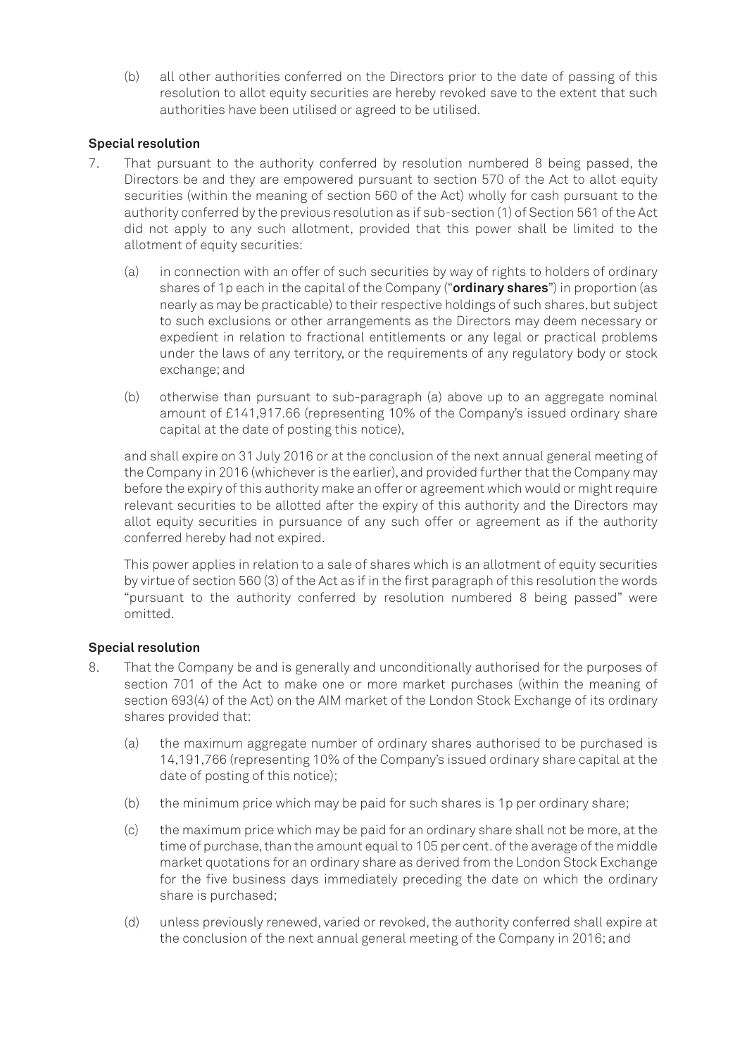(b) all other authorities conferred on the Directors prior to the date of passing of this resolution to allot equity securities are hereby revoked save to the extent that such authorities have been utilised or agreed to be utilised.

**Special resolution**

7. That pursuant to the authority conferred by resolution numbered 8 being passed, the Directors be and they are empowered pursuant to section 570 of the Act to allot equity securities (within the meaning of section 560 of the Act) wholly for cash pursuant to the authority conferred by the previous resolution as if sub-section (1) of Section 561 of the Act did not apply to any such allotment, provided that this power shall be limited to the allotment of equity securities:

   (a) in connection with an offer of such securities by way of rights to holders of ordinary shares of 1p each in the capital of the Company ("**ordinary shares**") in proportion (as nearly as may be practicable) to their respective holdings of such shares, but subject to such exclusions or other arrangements as the Directors may deem necessary or expedient in relation to fractional entitlements or any legal or practical problems under the laws of any territory, or the requirements of any regulatory body or stock exchange; and

   (b) otherwise than pursuant to sub-paragraph (a) above up to an aggregate nominal amount of £141,917.66 (representing 10% of the Company's issued ordinary share capital at the date of posting this notice),

   and shall expire on 31 July 2016 or at the conclusion of the next annual general meeting of the Company in 2016 (whichever is the earlier), and provided further that the Company may before the expiry of this authority make an offer or agreement which would or might require relevant securities to be allotted after the expiry of this authority and the Directors may allot equity securities in pursuance of any such offer or agreement as if the authority conferred hereby had not expired.

   This power applies in relation to a sale of shares which is an allotment of equity securities by virtue of section 560 (3) of the Act as if in the first paragraph of this resolution the words "pursuant to the authority conferred by resolution numbered 8 being passed" were omitted.

**Special resolution**

8. That the Company be and is generally and unconditionally authorised for the purposes of section 701 of the Act to make one or more market purchases (within the meaning of section 693(4) of the Act) on the AIM market of the London Stock Exchange of its ordinary shares provided that:

   (a) the maximum aggregate number of ordinary shares authorised to be purchased is 14,191,766 (representing 10% of the Company's issued ordinary share capital at the date of posting of this notice);

   (b) the minimum price which may be paid for such shares is 1p per ordinary share;

   (c) the maximum price which may be paid for an ordinary share shall not be more, at the time of purchase, than the amount equal to 105 per cent. of the average of the middle market quotations for an ordinary share as derived from the London Stock Exchange for the five business days immediately preceding the date on which the ordinary share is purchased;

   (d) unless previously renewed, varied or revoked, the authority conferred shall expire at the conclusion of the next annual general meeting of the Company in 2016; and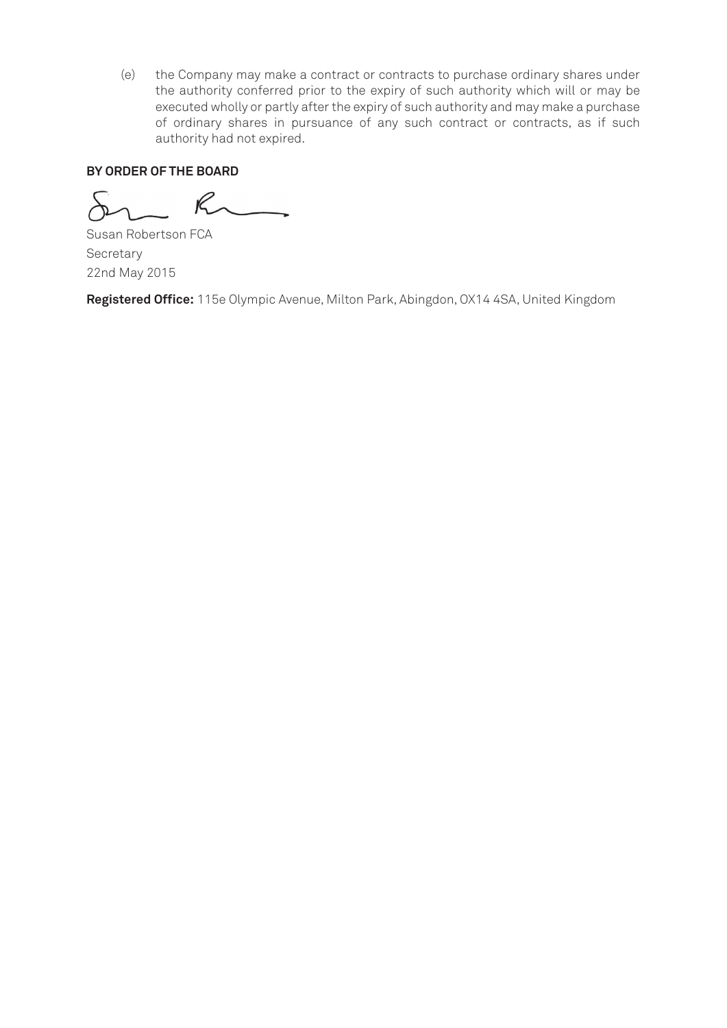(e) the Company may make a contract or contracts to purchase ordinary shares under the authority conferred prior to the expiry of such authority which will or may be executed wholly or partly after the expiry of such authority and may make a purchase of ordinary shares in pursuance of any such contract or contracts, as if such authority had not expired.

**BY ORDER OF THE BOARD**

Susan Robertson FCA
Secretary
22nd May 2015

**Registered Office:** 115e Olympic Avenue, Milton Park, Abingdon, OX14 4SA, United Kingdom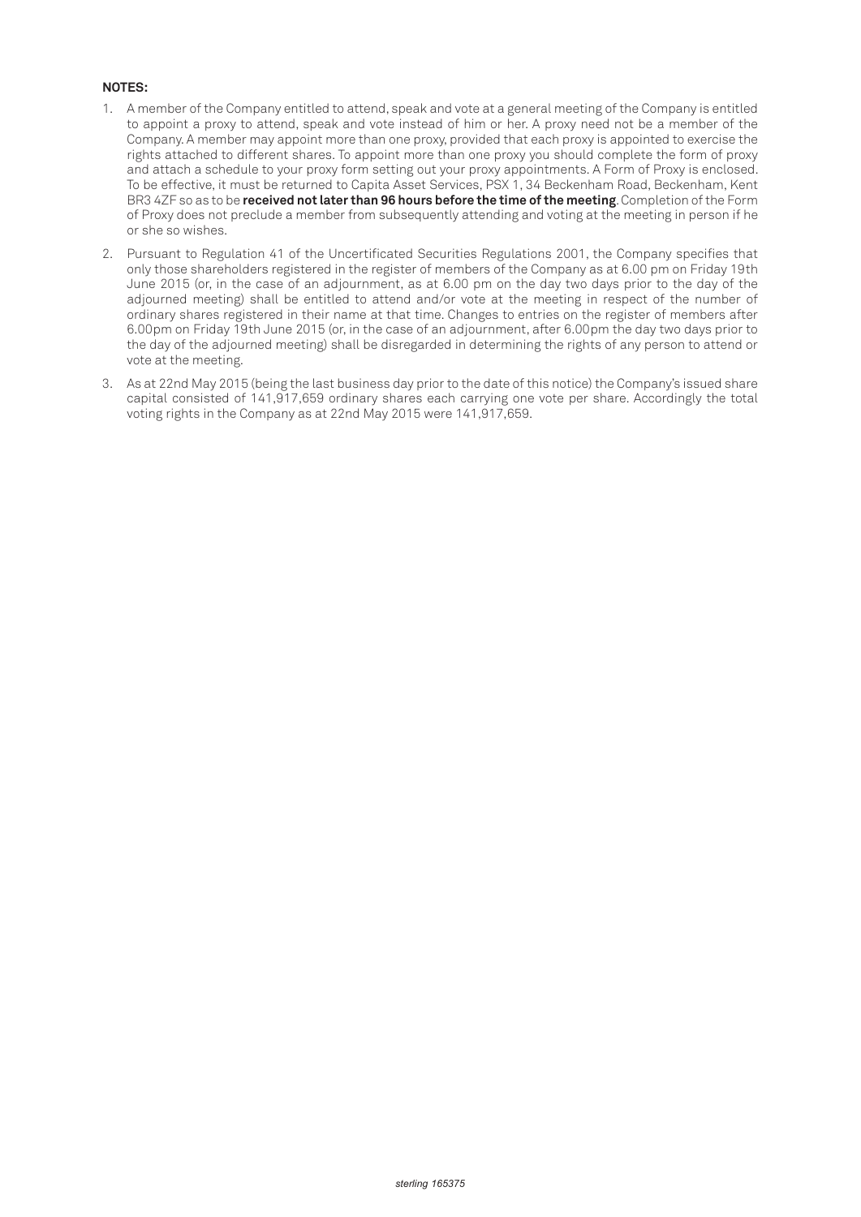**NOTES:**

1. A member of the Company entitled to attend, speak and vote at a general meeting of the Company is entitled to appoint a proxy to attend, speak and vote instead of him or her. A proxy need not be a member of the Company. A member may appoint more than one proxy, provided that each proxy is appointed to exercise the rights attached to different shares. To appoint more than one proxy you should complete the form of proxy and attach a schedule to your proxy form setting out your proxy appointments. A Form of Proxy is enclosed. To be effective, it must be returned to Capita Asset Services, PSX 1, 34 Beckenham Road, Beckenham, Kent BR3 4ZF so as to be **received not later than 96 hours before the time of the meeting**. Completion of the Form of Proxy does not preclude a member from subsequently attending and voting at the meeting in person if he or she so wishes.

2. Pursuant to Regulation 41 of the Uncertificated Securities Regulations 2001, the Company specifies that only those shareholders registered in the register of members of the Company as at 6.00 pm on Friday 19th June 2015 (or, in the case of an adjournment, as at 6.00 pm on the day two days prior to the day of the adjourned meeting) shall be entitled to attend and/or vote at the meeting in respect of the number of ordinary shares registered in their name at that time. Changes to entries on the register of members after 6.00pm on Friday 19th June 2015 (or, in the case of an adjournment, after 6.00pm the day two days prior to the day of the adjourned meeting) shall be disregarded in determining the rights of any person to attend or vote at the meeting.

3. As at 22nd May 2015 (being the last business day prior to the date of this notice) the Company's issued share capital consisted of 141,917,659 ordinary shares each carrying one vote per share. Accordingly the total voting rights in the Company as at 22nd May 2015 were 141,917,659.

*sterling 165375*